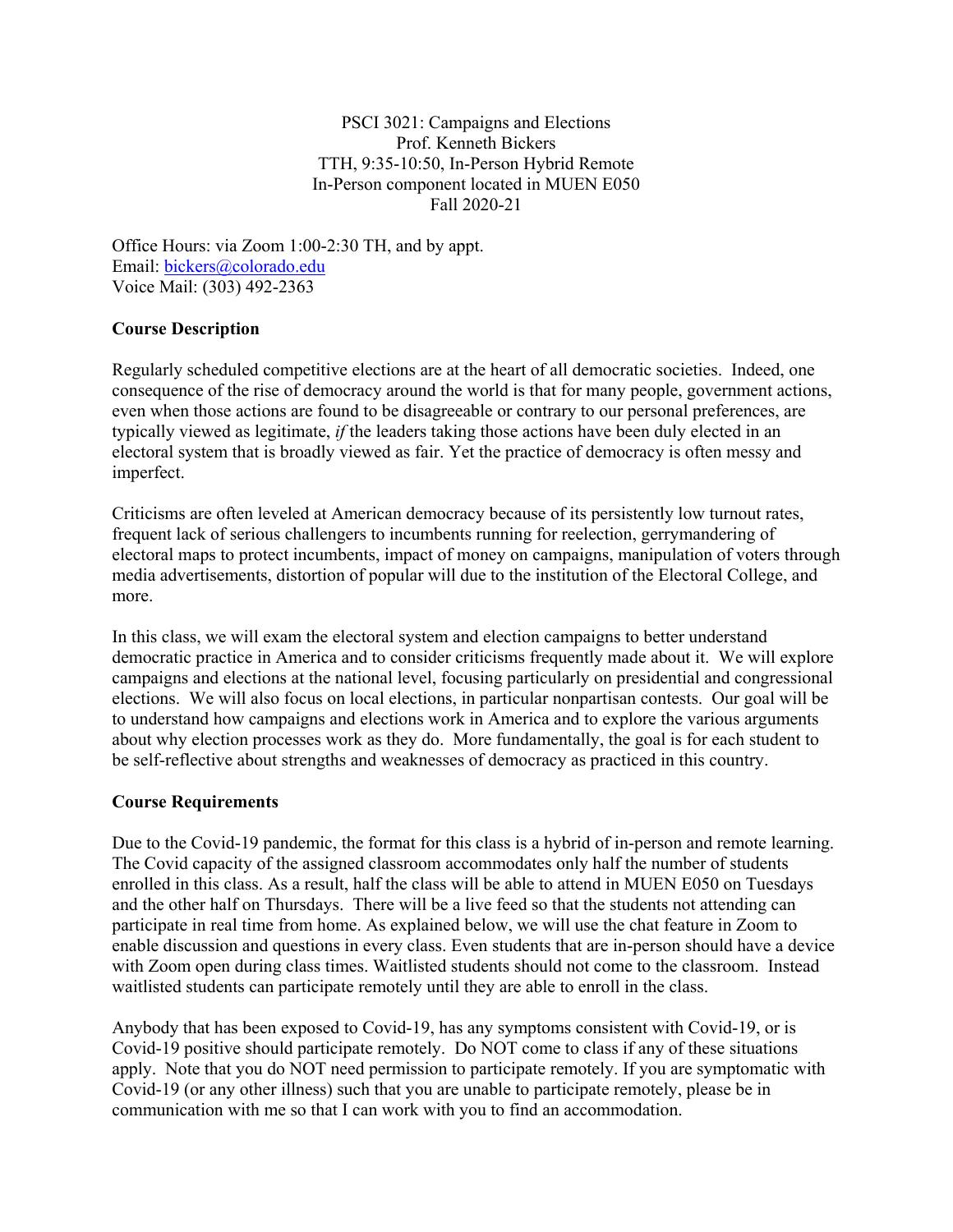PSCI 3021: Campaigns and Elections
Prof. Kenneth Bickers
TTH, 9:35-10:50, In-Person Hybrid Remote
In-Person component located in MUEN E050
Fall 2020-21

Office Hours: via Zoom 1:00-2:30 TH, and by appt.
Email: bickers@colorado.edu
Voice Mail: (303) 492-2363

## Course Description

Regularly scheduled competitive elections are at the heart of all democratic societies. Indeed, one consequence of the rise of democracy around the world is that for many people, government actions, even when those actions are found to be disagreeable or contrary to our personal preferences, are typically viewed as legitimate, *if* the leaders taking those actions have been duly elected in an electoral system that is broadly viewed as fair. Yet the practice of democracy is often messy and imperfect.

Criticisms are often leveled at American democracy because of its persistently low turnout rates, frequent lack of serious challengers to incumbents running for reelection, gerrymandering of electoral maps to protect incumbents, impact of money on campaigns, manipulation of voters through media advertisements, distortion of popular will due to the institution of the Electoral College, and more.

In this class, we will exam the electoral system and election campaigns to better understand democratic practice in America and to consider criticisms frequently made about it. We will explore campaigns and elections at the national level, focusing particularly on presidential and congressional elections. We will also focus on local elections, in particular nonpartisan contests. Our goal will be to understand how campaigns and elections work in America and to explore the various arguments about why election processes work as they do. More fundamentally, the goal is for each student to be self-reflective about strengths and weaknesses of democracy as practiced in this country.

## Course Requirements

Due to the Covid-19 pandemic, the format for this class is a hybrid of in-person and remote learning. The Covid capacity of the assigned classroom accommodates only half the number of students enrolled in this class. As a result, half the class will be able to attend in MUEN E050 on Tuesdays and the other half on Thursdays. There will be a live feed so that the students not attending can participate in real time from home. As explained below, we will use the chat feature in Zoom to enable discussion and questions in every class. Even students that are in-person should have a device with Zoom open during class times. Waitlisted students should not come to the classroom. Instead waitlisted students can participate remotely until they are able to enroll in the class.

Anybody that has been exposed to Covid-19, has any symptoms consistent with Covid-19, or is Covid-19 positive should participate remotely. Do NOT come to class if any of these situations apply. Note that you do NOT need permission to participate remotely. If you are symptomatic with Covid-19 (or any other illness) such that you are unable to participate remotely, please be in communication with me so that I can work with you to find an accommodation.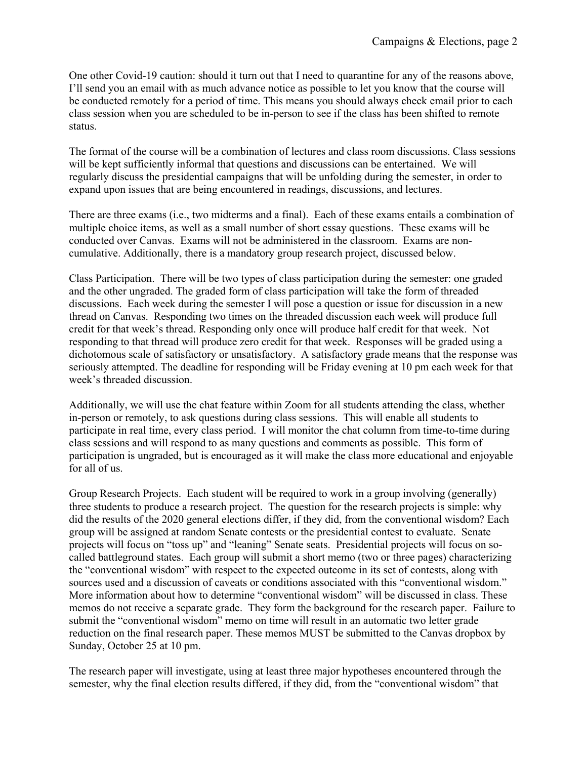One other Covid-19 caution: should it turn out that I need to quarantine for any of the reasons above, I'll send you an email with as much advance notice as possible to let you know that the course will be conducted remotely for a period of time. This means you should always check email prior to each class session when you are scheduled to be in-person to see if the class has been shifted to remote status.

The format of the course will be a combination of lectures and class room discussions. Class sessions will be kept sufficiently informal that questions and discussions can be entertained. We will regularly discuss the presidential campaigns that will be unfolding during the semester, in order to expand upon issues that are being encountered in readings, discussions, and lectures.

There are three exams (i.e., two midterms and a final). Each of these exams entails a combination of multiple choice items, as well as a small number of short essay questions. These exams will be conducted over Canvas. Exams will not be administered in the classroom. Exams are non-cumulative. Additionally, there is a mandatory group research project, discussed below.

Class Participation. There will be two types of class participation during the semester: one graded and the other ungraded. The graded form of class participation will take the form of threaded discussions. Each week during the semester I will pose a question or issue for discussion in a new thread on Canvas. Responding two times on the threaded discussion each week will produce full credit for that week's thread. Responding only once will produce half credit for that week. Not responding to that thread will produce zero credit for that week. Responses will be graded using a dichotomous scale of satisfactory or unsatisfactory. A satisfactory grade means that the response was seriously attempted. The deadline for responding will be Friday evening at 10 pm each week for that week's threaded discussion.

Additionally, we will use the chat feature within Zoom for all students attending the class, whether in-person or remotely, to ask questions during class sessions. This will enable all students to participate in real time, every class period. I will monitor the chat column from time-to-time during class sessions and will respond to as many questions and comments as possible. This form of participation is ungraded, but is encouraged as it will make the class more educational and enjoyable for all of us.

Group Research Projects. Each student will be required to work in a group involving (generally) three students to produce a research project. The question for the research projects is simple: why did the results of the 2020 general elections differ, if they did, from the conventional wisdom? Each group will be assigned at random Senate contests or the presidential contest to evaluate. Senate projects will focus on "toss up" and "leaning" Senate seats. Presidential projects will focus on so-called battleground states. Each group will submit a short memo (two or three pages) characterizing the "conventional wisdom" with respect to the expected outcome in its set of contests, along with sources used and a discussion of caveats or conditions associated with this "conventional wisdom." More information about how to determine "conventional wisdom" will be discussed in class. These memos do not receive a separate grade. They form the background for the research paper. Failure to submit the "conventional wisdom" memo on time will result in an automatic two letter grade reduction on the final research paper. These memos MUST be submitted to the Canvas dropbox by Sunday, October 25 at 10 pm.

The research paper will investigate, using at least three major hypotheses encountered through the semester, why the final election results differed, if they did, from the "conventional wisdom" that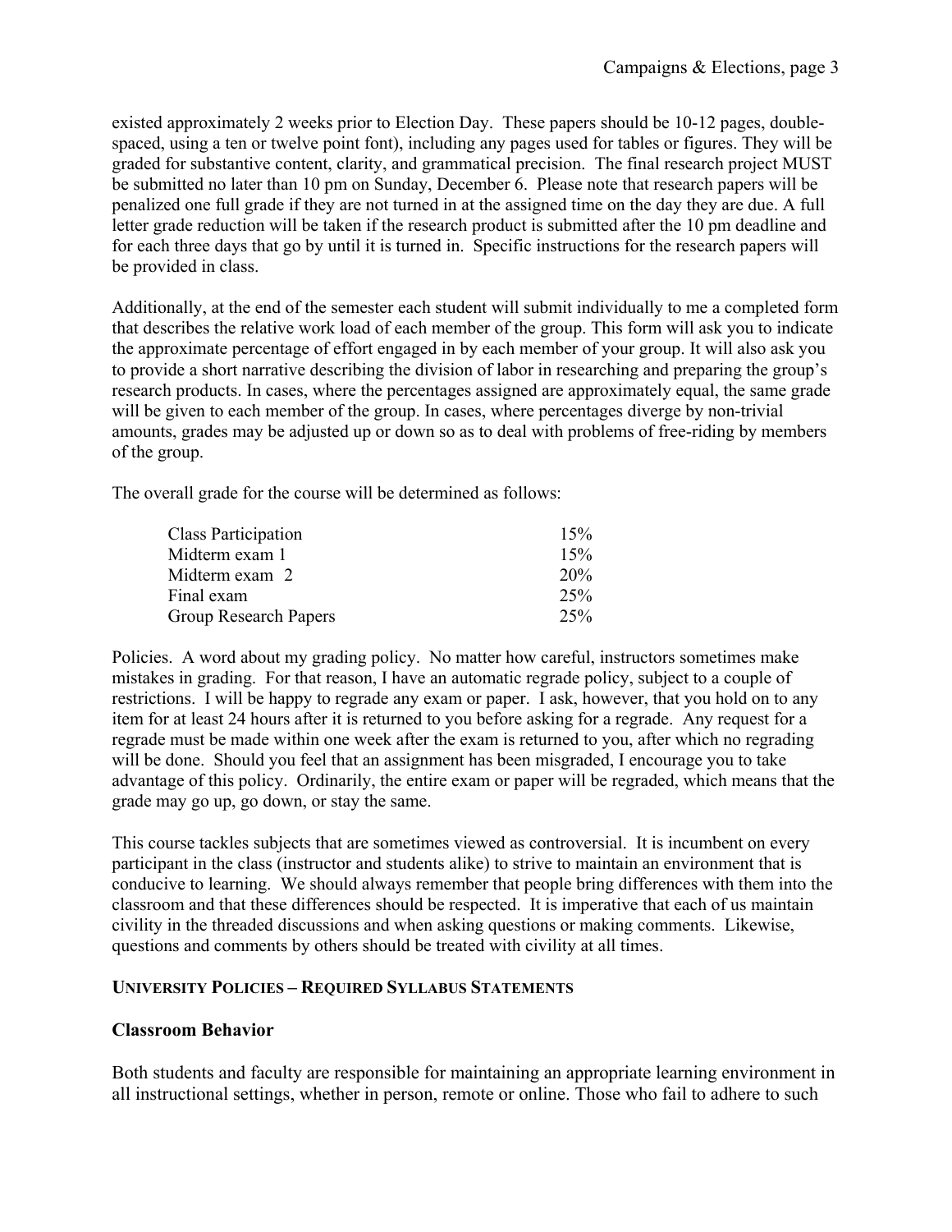existed approximately 2 weeks prior to Election Day. These papers should be 10-12 pages, double-spaced, using a ten or twelve point font), including any pages used for tables or figures. They will be graded for substantive content, clarity, and grammatical precision. The final research project MUST be submitted no later than 10 pm on Sunday, December 6. Please note that research papers will be penalized one full grade if they are not turned in at the assigned time on the day they are due. A full letter grade reduction will be taken if the research product is submitted after the 10 pm deadline and for each three days that go by until it is turned in. Specific instructions for the research papers will be provided in class.

Additionally, at the end of the semester each student will submit individually to me a completed form that describes the relative work load of each member of the group. This form will ask you to indicate the approximate percentage of effort engaged in by each member of your group. It will also ask you to provide a short narrative describing the division of labor in researching and preparing the group's research products. In cases, where the percentages assigned are approximately equal, the same grade will be given to each member of the group. In cases, where percentages diverge by non-trivial amounts, grades may be adjusted up or down so as to deal with problems of free-riding by members of the group.

The overall grade for the course will be determined as follows:

| | |
|---|---|
| Class Participation | 15% |
| Midterm exam 1 | 15% |
| Midterm exam 2 | 20% |
| Final exam | 25% |
| Group Research Papers | 25% |

Policies. A word about my grading policy. No matter how careful, instructors sometimes make mistakes in grading. For that reason, I have an automatic regrade policy, subject to a couple of restrictions. I will be happy to regrade any exam or paper. I ask, however, that you hold on to any item for at least 24 hours after it is returned to you before asking for a regrade. Any request for a regrade must be made within one week after the exam is returned to you, after which no regrading will be done. Should you feel that an assignment has been misgraded, I encourage you to take advantage of this policy. Ordinarily, the entire exam or paper will be regraded, which means that the grade may go up, go down, or stay the same.

This course tackles subjects that are sometimes viewed as controversial. It is incumbent on every participant in the class (instructor and students alike) to strive to maintain an environment that is conducive to learning. We should always remember that people bring differences with them into the classroom and that these differences should be respected. It is imperative that each of us maintain civility in the threaded discussions and when asking questions or making comments. Likewise, questions and comments by others should be treated with civility at all times.

## UNIVERSITY POLICIES – REQUIRED SYLLABUS STATEMENTS

### Classroom Behavior

Both students and faculty are responsible for maintaining an appropriate learning environment in all instructional settings, whether in person, remote or online. Those who fail to adhere to such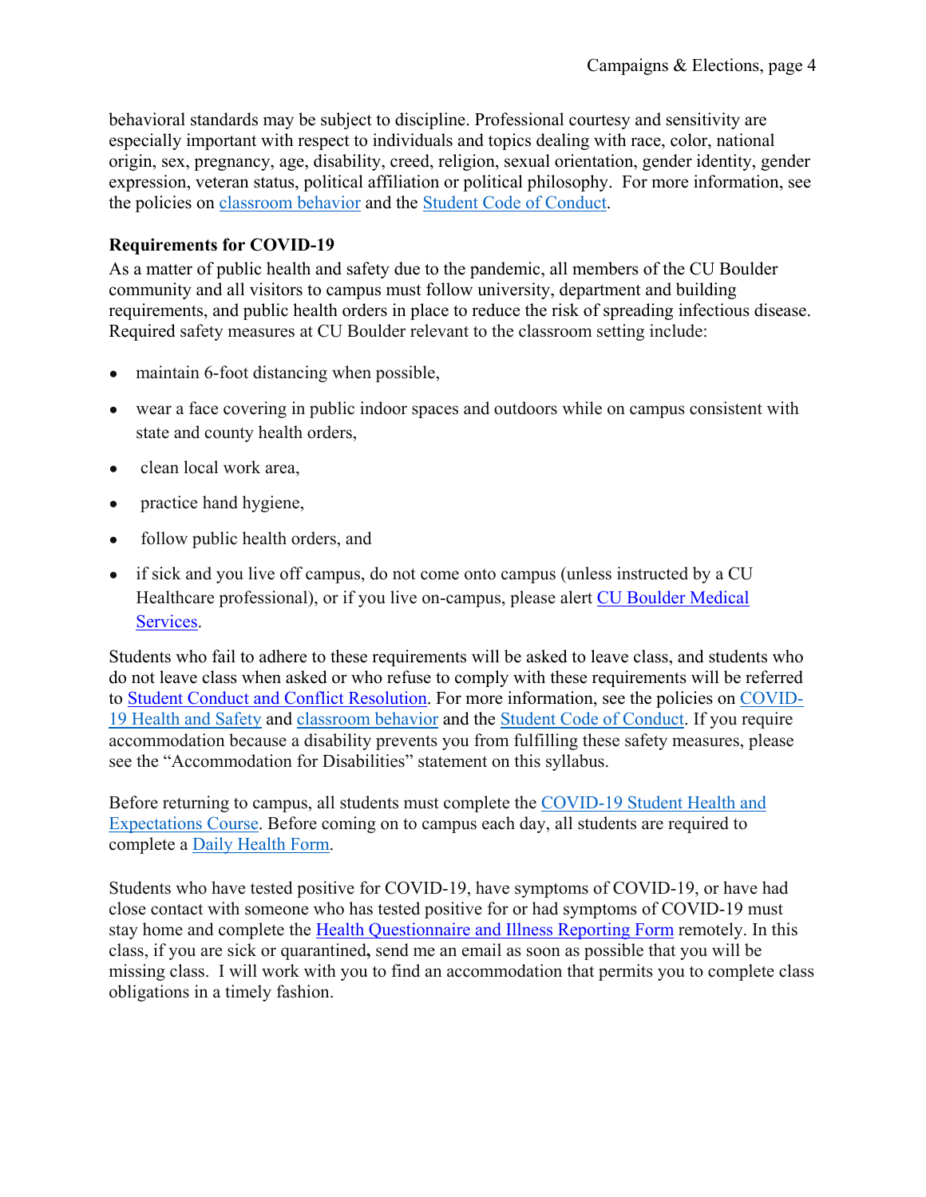behavioral standards may be subject to discipline. Professional courtesy and sensitivity are especially important with respect to individuals and topics dealing with race, color, national origin, sex, pregnancy, age, disability, creed, religion, sexual orientation, gender identity, gender expression, veteran status, political affiliation or political philosophy. For more information, see the policies on classroom behavior and the Student Code of Conduct.

**Requirements for COVID-19**

As a matter of public health and safety due to the pandemic, all members of the CU Boulder community and all visitors to campus must follow university, department and building requirements, and public health orders in place to reduce the risk of spreading infectious disease. Required safety measures at CU Boulder relevant to the classroom setting include:

- maintain 6-foot distancing when possible,
- wear a face covering in public indoor spaces and outdoors while on campus consistent with state and county health orders,
- clean local work area,
- practice hand hygiene,
- follow public health orders, and
- if sick and you live off campus, do not come onto campus (unless instructed by a CU Healthcare professional), or if you live on-campus, please alert CU Boulder Medical Services.

Students who fail to adhere to these requirements will be asked to leave class, and students who do not leave class when asked or who refuse to comply with these requirements will be referred to Student Conduct and Conflict Resolution. For more information, see the policies on COVID-19 Health and Safety and classroom behavior and the Student Code of Conduct. If you require accommodation because a disability prevents you from fulfilling these safety measures, please see the "Accommodation for Disabilities" statement on this syllabus.

Before returning to campus, all students must complete the COVID-19 Student Health and Expectations Course. Before coming on to campus each day, all students are required to complete a Daily Health Form.

Students who have tested positive for COVID-19, have symptoms of COVID-19, or have had close contact with someone who has tested positive for or had symptoms of COVID-19 must stay home and complete the Health Questionnaire and Illness Reporting Form remotely. In this class, if you are sick or quarantined**,** send me an email as soon as possible that you will be missing class. I will work with you to find an accommodation that permits you to complete class obligations in a timely fashion.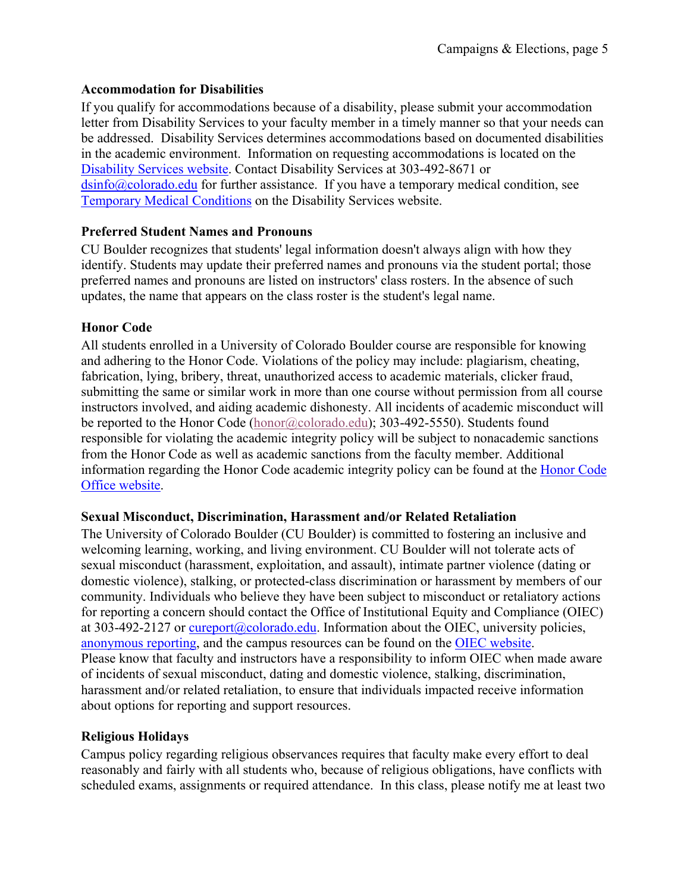**Accommodation for Disabilities**

If you qualify for accommodations because of a disability, please submit your accommodation letter from Disability Services to your faculty member in a timely manner so that your needs can be addressed. Disability Services determines accommodations based on documented disabilities in the academic environment. Information on requesting accommodations is located on the Disability Services website. Contact Disability Services at 303-492-8671 or dsinfo@colorado.edu for further assistance. If you have a temporary medical condition, see Temporary Medical Conditions on the Disability Services website.

**Preferred Student Names and Pronouns**

CU Boulder recognizes that students' legal information doesn't always align with how they identify. Students may update their preferred names and pronouns via the student portal; those preferred names and pronouns are listed on instructors' class rosters. In the absence of such updates, the name that appears on the class roster is the student's legal name.

**Honor Code**

All students enrolled in a University of Colorado Boulder course are responsible for knowing and adhering to the Honor Code. Violations of the policy may include: plagiarism, cheating, fabrication, lying, bribery, threat, unauthorized access to academic materials, clicker fraud, submitting the same or similar work in more than one course without permission from all course instructors involved, and aiding academic dishonesty. All incidents of academic misconduct will be reported to the Honor Code (honor@colorado.edu); 303-492-5550). Students found responsible for violating the academic integrity policy will be subject to nonacademic sanctions from the Honor Code as well as academic sanctions from the faculty member. Additional information regarding the Honor Code academic integrity policy can be found at the Honor Code Office website.

**Sexual Misconduct, Discrimination, Harassment and/or Related Retaliation**

The University of Colorado Boulder (CU Boulder) is committed to fostering an inclusive and welcoming learning, working, and living environment. CU Boulder will not tolerate acts of sexual misconduct (harassment, exploitation, and assault), intimate partner violence (dating or domestic violence), stalking, or protected-class discrimination or harassment by members of our community. Individuals who believe they have been subject to misconduct or retaliatory actions for reporting a concern should contact the Office of Institutional Equity and Compliance (OIEC) at 303-492-2127 or cureport@colorado.edu. Information about the OIEC, university policies, anonymous reporting, and the campus resources can be found on the OIEC website.
Please know that faculty and instructors have a responsibility to inform OIEC when made aware of incidents of sexual misconduct, dating and domestic violence, stalking, discrimination, harassment and/or related retaliation, to ensure that individuals impacted receive information about options for reporting and support resources.

**Religious Holidays**

Campus policy regarding religious observances requires that faculty make every effort to deal reasonably and fairly with all students who, because of religious obligations, have conflicts with scheduled exams, assignments or required attendance. In this class, please notify me at least two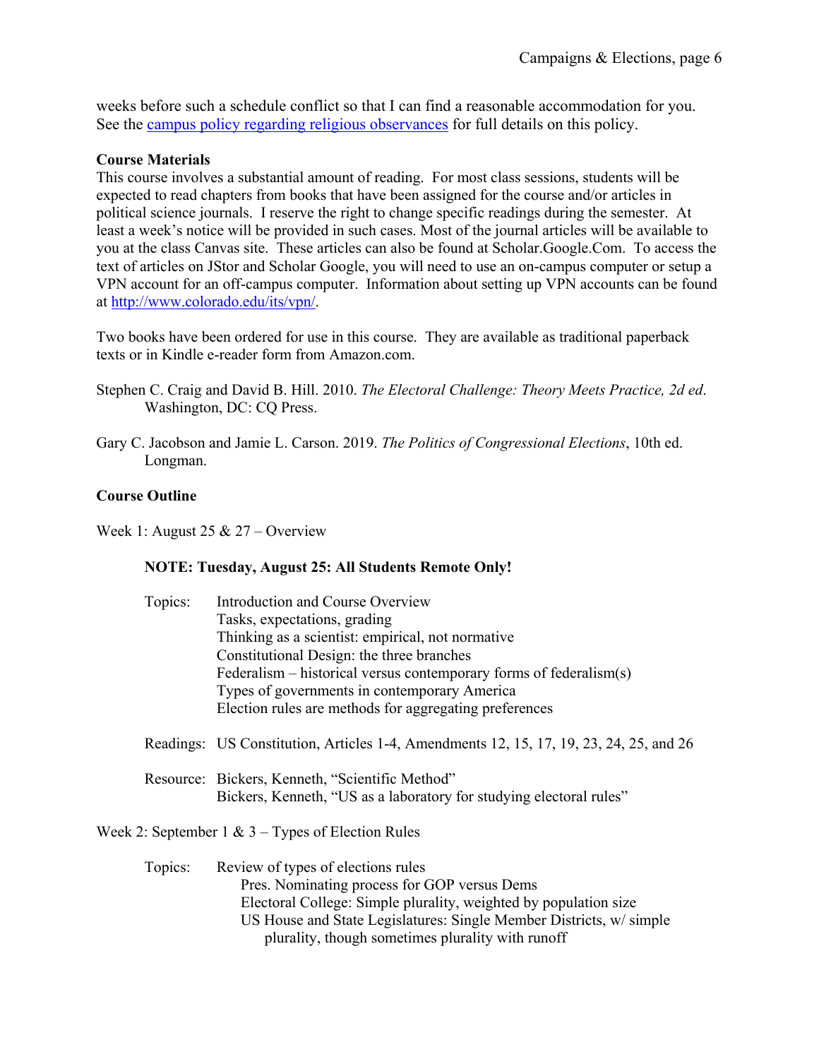weeks before such a schedule conflict so that I can find a reasonable accommodation for you. See the [campus policy regarding religious observances]() for full details on this policy.

**Course Materials**

This course involves a substantial amount of reading. For most class sessions, students will be expected to read chapters from books that have been assigned for the course and/or articles in political science journals. I reserve the right to change specific readings during the semester. At least a week's notice will be provided in such cases. Most of the journal articles will be available to you at the class Canvas site. These articles can also be found at Scholar.Google.Com. To access the text of articles on JStor and Scholar Google, you will need to use an on-campus computer or setup a VPN account for an off-campus computer. Information about setting up VPN accounts can be found at http://www.colorado.edu/its/vpn/.

Two books have been ordered for use in this course. They are available as traditional paperback texts or in Kindle e-reader form from Amazon.com.

Stephen C. Craig and David B. Hill. 2010. *The Electoral Challenge: Theory Meets Practice, 2d ed*. Washington, DC: CQ Press.

Gary C. Jacobson and Jamie L. Carson. 2019. *The Politics of Congressional Elections*, 10th ed. Longman.

**Course Outline**

Week 1: August 25 & 27 – Overview

**NOTE: Tuesday, August 25: All Students Remote Only!**

Topics:
- Introduction and Course Overview
- Tasks, expectations, grading
- Thinking as a scientist: empirical, not normative
- Constitutional Design: the three branches
- Federalism – historical versus contemporary forms of federalism(s)
- Types of governments in contemporary America
- Election rules are methods for aggregating preferences

Readings: US Constitution, Articles 1-4, Amendments 12, 15, 17, 19, 23, 24, 25, and 26

Resource:
- Bickers, Kenneth, "Scientific Method"
- Bickers, Kenneth, "US as a laboratory for studying electoral rules"

Week 2: September 1 & 3 – Types of Election Rules

Topics: Review of types of elections rules
- Pres. Nominating process for GOP versus Dems
- Electoral College: Simple plurality, weighted by population size
- US House and State Legislatures: Single Member Districts, w/ simple plurality, though sometimes plurality with runoff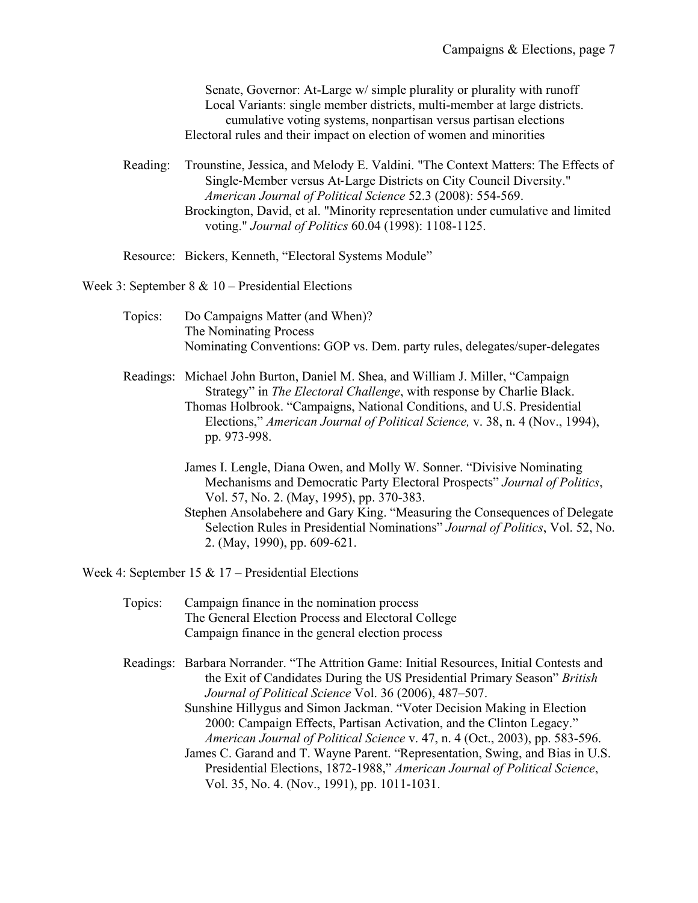Senate, Governor: At-Large w/ simple plurality or plurality with runoff
Local Variants: single member districts, multi-member at large districts. cumulative voting systems, nonpartisan versus partisan elections
Electoral rules and their impact on election of women and minorities

Reading: Trounstine, Jessica, and Melody E. Valdini. "The Context Matters: The Effects of Single-Member versus At-Large Districts on City Council Diversity." *American Journal of Political Science* 52.3 (2008): 554-569.
Brockington, David, et al. "Minority representation under cumulative and limited voting." *Journal of Politics* 60.04 (1998): 1108-1125.

Resource: Bickers, Kenneth, "Electoral Systems Module"

Week 3: September 8 & 10 – Presidential Elections

Topics: Do Campaigns Matter (and When)?
The Nominating Process
Nominating Conventions: GOP vs. Dem. party rules, delegates/super-delegates

Readings: Michael John Burton, Daniel M. Shea, and William J. Miller, "Campaign Strategy" in *The Electoral Challenge*, with response by Charlie Black.
Thomas Holbrook. "Campaigns, National Conditions, and U.S. Presidential Elections," *American Journal of Political Science,* v. 38, n. 4 (Nov., 1994), pp. 973-998.

James I. Lengle, Diana Owen, and Molly W. Sonner. "Divisive Nominating Mechanisms and Democratic Party Electoral Prospects" *Journal of Politics*, Vol. 57, No. 2. (May, 1995), pp. 370-383.
Stephen Ansolabehere and Gary King. "Measuring the Consequences of Delegate Selection Rules in Presidential Nominations" *Journal of Politics*, Vol. 52, No. 2. (May, 1990), pp. 609-621.

Week 4: September 15 & 17 – Presidential Elections

Topics: Campaign finance in the nomination process
The General Election Process and Electoral College
Campaign finance in the general election process

Readings: Barbara Norrander. "The Attrition Game: Initial Resources, Initial Contests and the Exit of Candidates During the US Presidential Primary Season" *British Journal of Political Science* Vol. 36 (2006), 487–507.
Sunshine Hillygus and Simon Jackman. "Voter Decision Making in Election 2000: Campaign Effects, Partisan Activation, and the Clinton Legacy." *American Journal of Political Science* v. 47, n. 4 (Oct., 2003), pp. 583-596.
James C. Garand and T. Wayne Parent. "Representation, Swing, and Bias in U.S. Presidential Elections, 1872-1988," *American Journal of Political Science*, Vol. 35, No. 4. (Nov., 1991), pp. 1011-1031.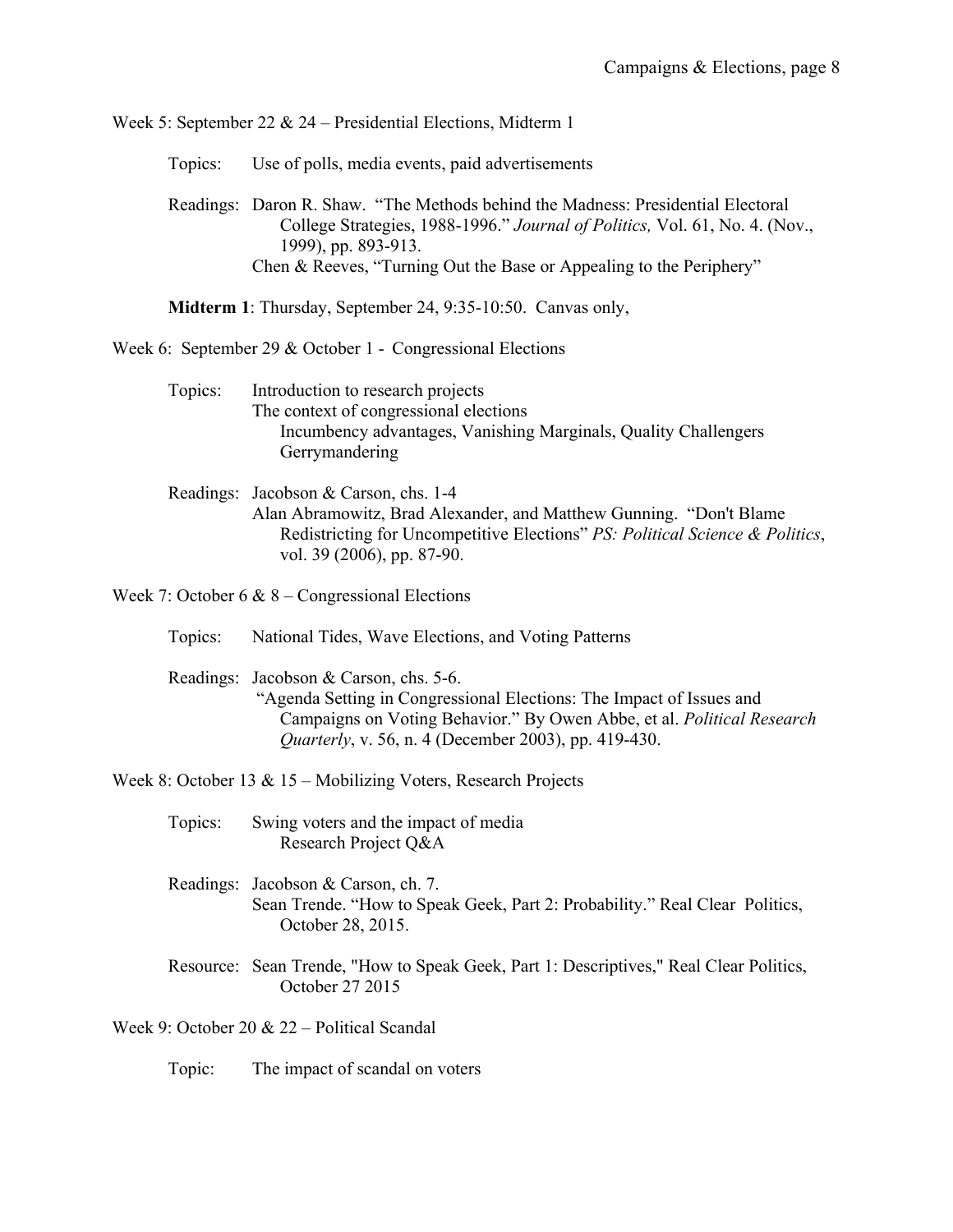Week 5: September 22 & 24 – Presidential Elections, Midterm 1

Topics: Use of polls, media events, paid advertisements

Readings: Daron R. Shaw. "The Methods behind the Madness: Presidential Electoral College Strategies, 1988-1996." *Journal of Politics,* Vol. 61, No. 4. (Nov., 1999), pp. 893-913.
Chen & Reeves, "Turning Out the Base or Appealing to the Periphery"

**Midterm 1**: Thursday, September 24, 9:35-10:50. Canvas only,

Week 6: September 29 & October 1 - Congressional Elections

Topics: Introduction to research projects
The context of congressional elections
Incumbency advantages, Vanishing Marginals, Quality Challengers Gerrymandering

Readings: Jacobson & Carson, chs. 1-4
Alan Abramowitz, Brad Alexander, and Matthew Gunning. "Don't Blame Redistricting for Uncompetitive Elections" *PS: Political Science & Politics*, vol. 39 (2006), pp. 87-90.

Week 7: October 6 & 8 – Congressional Elections

Topics: National Tides, Wave Elections, and Voting Patterns

Readings: Jacobson & Carson, chs. 5-6.
"Agenda Setting in Congressional Elections: The Impact of Issues and Campaigns on Voting Behavior." By Owen Abbe, et al. *Political Research Quarterly*, v. 56, n. 4 (December 2003), pp. 419-430.

Week 8: October 13 & 15 – Mobilizing Voters, Research Projects

Topics: Swing voters and the impact of media
Research Project Q&A

Readings: Jacobson & Carson, ch. 7.
Sean Trende. "How to Speak Geek, Part 2: Probability." Real Clear Politics, October 28, 2015.

Resource: Sean Trende, "How to Speak Geek, Part 1: Descriptives," Real Clear Politics, October 27 2015

Week 9: October 20 & 22 – Political Scandal

Topic: The impact of scandal on voters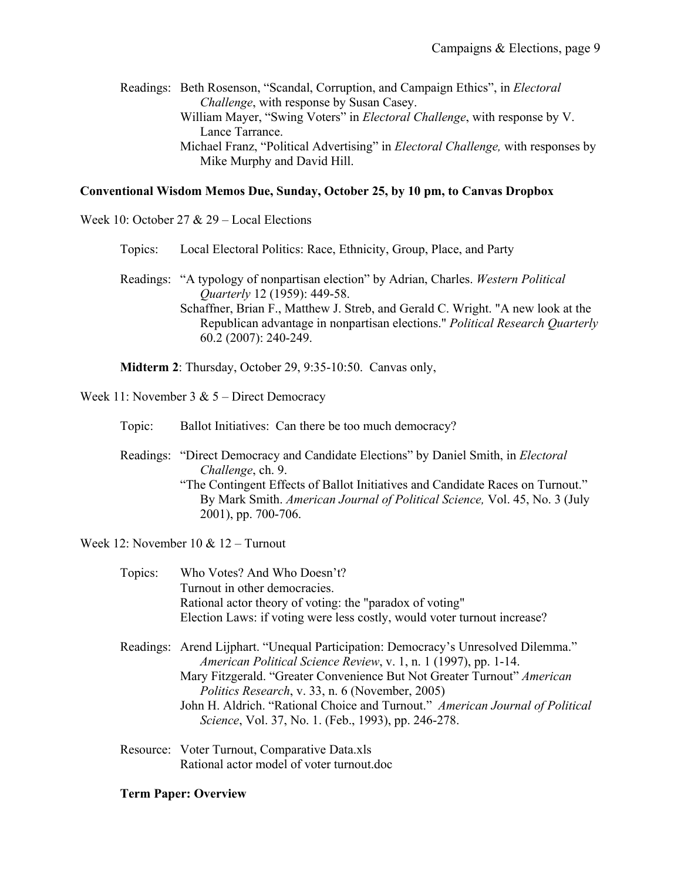Readings: Beth Rosenson, "Scandal, Corruption, and Campaign Ethics", in *Electoral Challenge*, with response by Susan Casey.
William Mayer, "Swing Voters" in *Electoral Challenge*, with response by V. Lance Tarrance.
Michael Franz, "Political Advertising" in *Electoral Challenge,* with responses by Mike Murphy and David Hill.

**Conventional Wisdom Memos Due, Sunday, October 25, by 10 pm, to Canvas Dropbox**

Week 10: October 27 & 29 – Local Elections

Topics: Local Electoral Politics: Race, Ethnicity, Group, Place, and Party

Readings: "A typology of nonpartisan election" by Adrian, Charles. *Western Political Quarterly* 12 (1959): 449-58.
Schaffner, Brian F., Matthew J. Streb, and Gerald C. Wright. "A new look at the Republican advantage in nonpartisan elections." *Political Research Quarterly* 60.2 (2007): 240-249.

**Midterm 2**: Thursday, October 29, 9:35-10:50. Canvas only,

Week 11: November 3 & 5 – Direct Democracy

Topic: Ballot Initiatives: Can there be too much democracy?

Readings: "Direct Democracy and Candidate Elections" by Daniel Smith, in *Electoral Challenge*, ch. 9.
"The Contingent Effects of Ballot Initiatives and Candidate Races on Turnout." By Mark Smith. *American Journal of Political Science,* Vol. 45, No. 3 (July 2001), pp. 700-706.

Week 12: November 10 & 12 – Turnout

Topics: Who Votes? And Who Doesn't?
Turnout in other democracies.
Rational actor theory of voting: the "paradox of voting"
Election Laws: if voting were less costly, would voter turnout increase?

Readings: Arend Lijphart. "Unequal Participation: Democracy's Unresolved Dilemma." *American Political Science Review*, v. 1, n. 1 (1997), pp. 1-14.
Mary Fitzgerald. "Greater Convenience But Not Greater Turnout" *American Politics Research*, v. 33, n. 6 (November, 2005)
John H. Aldrich. "Rational Choice and Turnout." *American Journal of Political Science*, Vol. 37, No. 1. (Feb., 1993), pp. 246-278.

Resource: Voter Turnout, Comparative Data.xls
Rational actor model of voter turnout.doc

**Term Paper: Overview**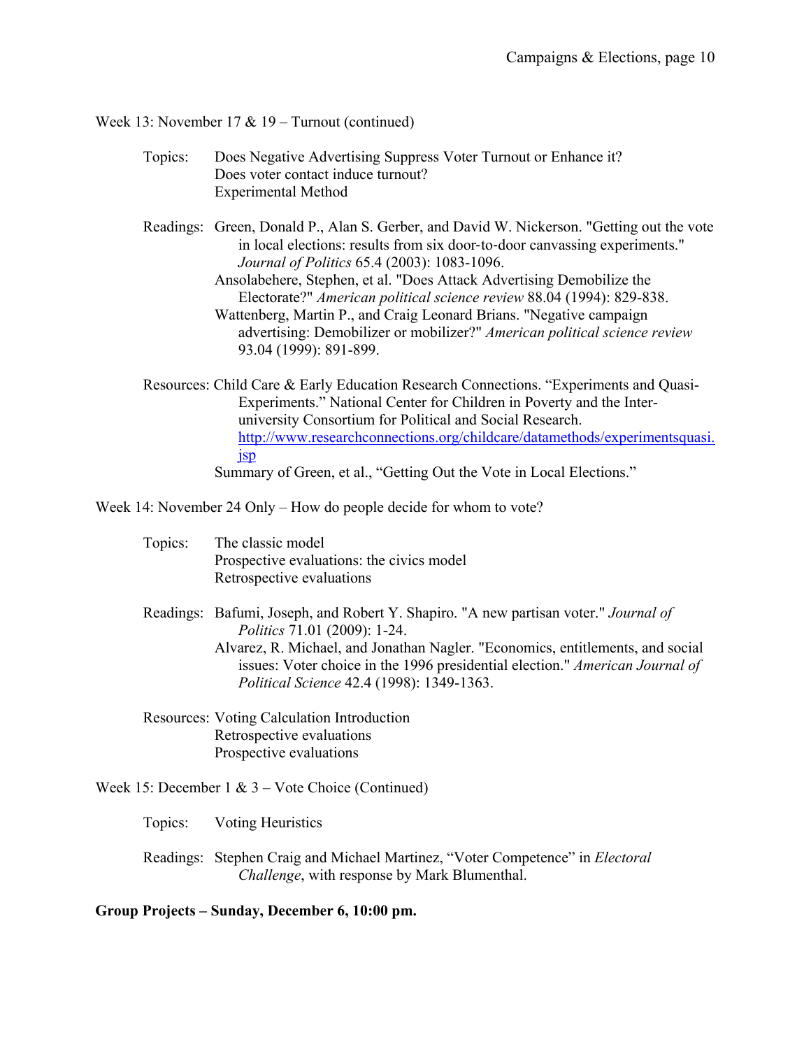Week 13: November 17 & 19 – Turnout (continued)

Topics: Does Negative Advertising Suppress Voter Turnout or Enhance it?
Does voter contact induce turnout?
Experimental Method

Readings: Green, Donald P., Alan S. Gerber, and David W. Nickerson. "Getting out the vote in local elections: results from six door-to-door canvassing experiments." *Journal of Politics* 65.4 (2003): 1083-1096.
Ansolabehere, Stephen, et al. "Does Attack Advertising Demobilize the Electorate?" *American political science review* 88.04 (1994): 829-838.
Wattenberg, Martin P., and Craig Leonard Brians. "Negative campaign advertising: Demobilizer or mobilizer?" *American political science review* 93.04 (1999): 891-899.

Resources: Child Care & Early Education Research Connections. "Experiments and Quasi-Experiments." National Center for Children in Poverty and the Inter-university Consortium for Political and Social Research. [http://www.researchconnections.org/childcare/datamethods/experimentsquasi.jsp](http://www.researchconnections.org/childcare/datamethods/experimentsquasi.jsp)
Summary of Green, et al., "Getting Out the Vote in Local Elections."

Week 14: November 24 Only – How do people decide for whom to vote?

Topics: The classic model
Prospective evaluations: the civics model
Retrospective evaluations

Readings: Bafumi, Joseph, and Robert Y. Shapiro. "A new partisan voter." *Journal of Politics* 71.01 (2009): 1-24.
Alvarez, R. Michael, and Jonathan Nagler. "Economics, entitlements, and social issues: Voter choice in the 1996 presidential election." *American Journal of Political Science* 42.4 (1998): 1349-1363.

Resources: Voting Calculation Introduction
Retrospective evaluations
Prospective evaluations

Week 15: December 1 & 3 – Vote Choice (Continued)

Topics: Voting Heuristics

Readings: Stephen Craig and Michael Martinez, "Voter Competence" in *Electoral Challenge*, with response by Mark Blumenthal.

**Group Projects – Sunday, December 6, 10:00 pm.**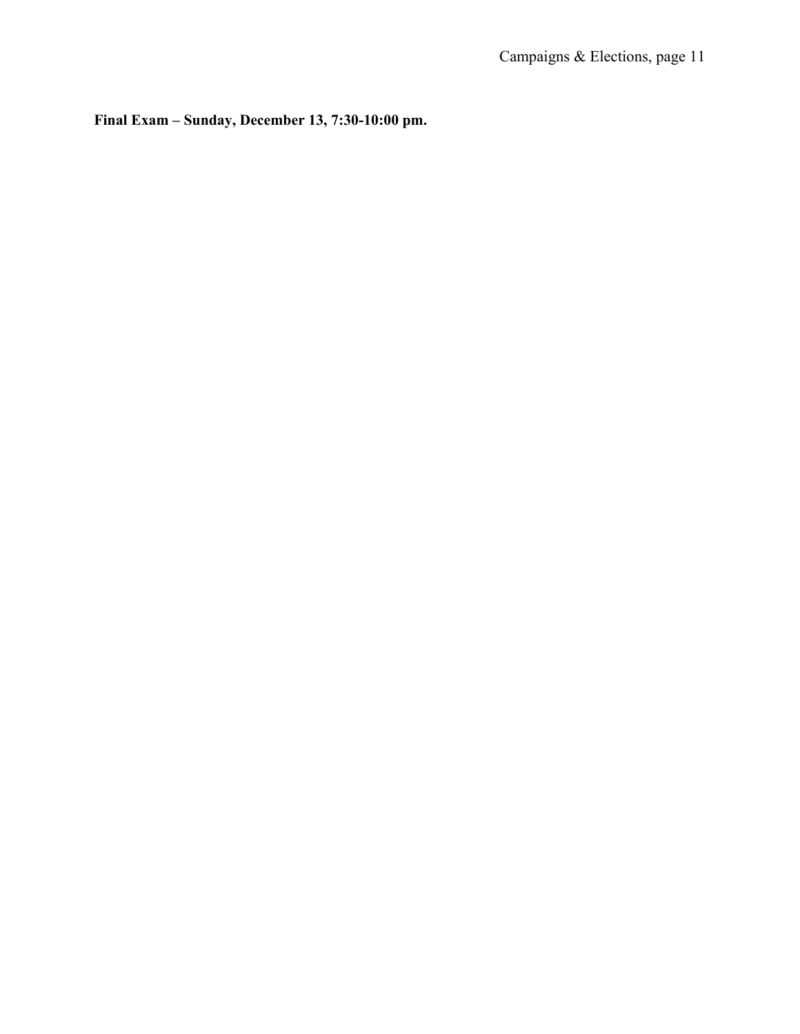**Final Exam – Sunday, December 13, 7:30-10:00 pm.**